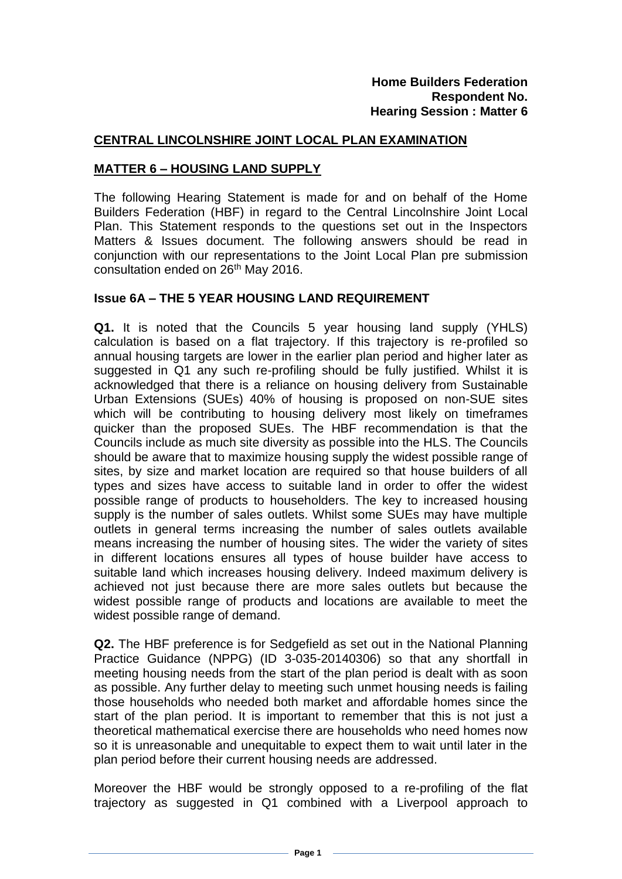**Home Builders Federation**
**Respondent No.**
**Hearing Session : Matter 6**

## CENTRAL LINCOLNSHIRE JOINT LOCAL PLAN EXAMINATION

## MATTER 6 – HOUSING LAND SUPPLY

The following Hearing Statement is made for and on behalf of the Home Builders Federation (HBF) in regard to the Central Lincolnshire Joint Local Plan. This Statement responds to the questions set out in the Inspectors Matters & Issues document. The following answers should be read in conjunction with our representations to the Joint Local Plan pre submission consultation ended on 26th May 2016.

### Issue 6A – THE 5 YEAR HOUSING LAND REQUIREMENT

**Q1.** It is noted that the Councils 5 year housing land supply (YHLS) calculation is based on a flat trajectory. If this trajectory is re-profiled so annual housing targets are lower in the earlier plan period and higher later as suggested in Q1 any such re-profiling should be fully justified. Whilst it is acknowledged that there is a reliance on housing delivery from Sustainable Urban Extensions (SUEs) 40% of housing is proposed on non-SUE sites which will be contributing to housing delivery most likely on timeframes quicker than the proposed SUEs. The HBF recommendation is that the Councils include as much site diversity as possible into the HLS. The Councils should be aware that to maximize housing supply the widest possible range of sites, by size and market location are required so that house builders of all types and sizes have access to suitable land in order to offer the widest possible range of products to householders. The key to increased housing supply is the number of sales outlets. Whilst some SUEs may have multiple outlets in general terms increasing the number of sales outlets available means increasing the number of housing sites. The wider the variety of sites in different locations ensures all types of house builder have access to suitable land which increases housing delivery. Indeed maximum delivery is achieved not just because there are more sales outlets but because the widest possible range of products and locations are available to meet the widest possible range of demand.

**Q2.** The HBF preference is for Sedgefield as set out in the National Planning Practice Guidance (NPPG) (ID 3-035-20140306) so that any shortfall in meeting housing needs from the start of the plan period is dealt with as soon as possible. Any further delay to meeting such unmet housing needs is failing those households who needed both market and affordable homes since the start of the plan period. It is important to remember that this is not just a theoretical mathematical exercise there are households who need homes now so it is unreasonable and unequitable to expect them to wait until later in the plan period before their current housing needs are addressed.

Moreover the HBF would be strongly opposed to a re-profiling of the flat trajectory as suggested in Q1 combined with a Liverpool approach to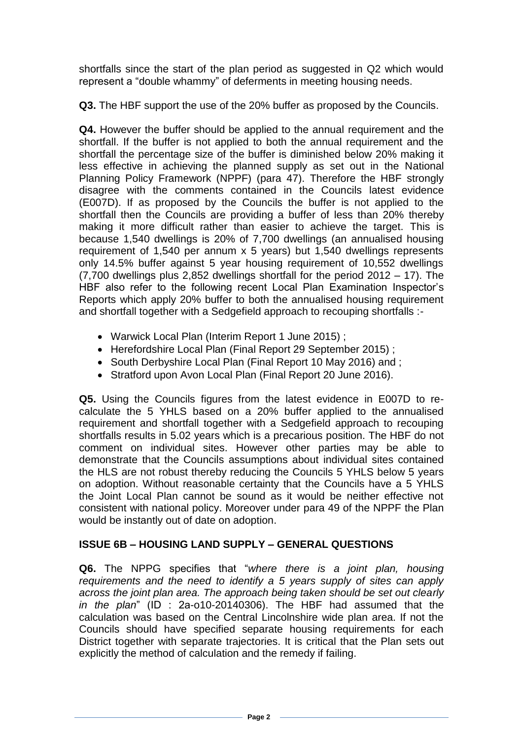shortfalls since the start of the plan period as suggested in Q2 which would represent a "double whammy" of deferments in meeting housing needs.

**Q3.** The HBF support the use of the 20% buffer as proposed by the Councils.

**Q4.** However the buffer should be applied to the annual requirement and the shortfall. If the buffer is not applied to both the annual requirement and the shortfall the percentage size of the buffer is diminished below 20% making it less effective in achieving the planned supply as set out in the National Planning Policy Framework (NPPF) (para 47). Therefore the HBF strongly disagree with the comments contained in the Councils latest evidence (E007D). If as proposed by the Councils the buffer is not applied to the shortfall then the Councils are providing a buffer of less than 20% thereby making it more difficult rather than easier to achieve the target. This is because 1,540 dwellings is 20% of 7,700 dwellings (an annualised housing requirement of 1,540 per annum x 5 years) but 1,540 dwellings represents only 14.5% buffer against 5 year housing requirement of 10,552 dwellings (7,700 dwellings plus 2,852 dwellings shortfall for the period 2012 – 17). The HBF also refer to the following recent Local Plan Examination Inspector's Reports which apply 20% buffer to both the annualised housing requirement and shortfall together with a Sedgefield approach to recouping shortfalls :-

- Warwick Local Plan (Interim Report 1 June 2015) ;
- Herefordshire Local Plan (Final Report 29 September 2015) ;
- South Derbyshire Local Plan (Final Report 10 May 2016) and ;
- Stratford upon Avon Local Plan (Final Report 20 June 2016).

**Q5.** Using the Councils figures from the latest evidence in E007D to re-calculate the 5 YHLS based on a 20% buffer applied to the annualised requirement and shortfall together with a Sedgefield approach to recouping shortfalls results in 5.02 years which is a precarious position. The HBF do not comment on individual sites. However other parties may be able to demonstrate that the Councils assumptions about individual sites contained the HLS are not robust thereby reducing the Councils 5 YHLS below 5 years on adoption. Without reasonable certainty that the Councils have a 5 YHLS the Joint Local Plan cannot be sound as it would be neither effective not consistent with national policy. Moreover under para 49 of the NPPF the Plan would be instantly out of date on adoption.

## ISSUE 6B – HOUSING LAND SUPPLY – GENERAL QUESTIONS

**Q6.** The NPPG specifies that "*where there is a joint plan, housing requirements and the need to identify a 5 years supply of sites can apply across the joint plan area. The approach being taken should be set out clearly in the plan*" (ID : 2a-o10-20140306). The HBF had assumed that the calculation was based on the Central Lincolnshire wide plan area. If not the Councils should have specified separate housing requirements for each District together with separate trajectories. It is critical that the Plan sets out explicitly the method of calculation and the remedy if failing.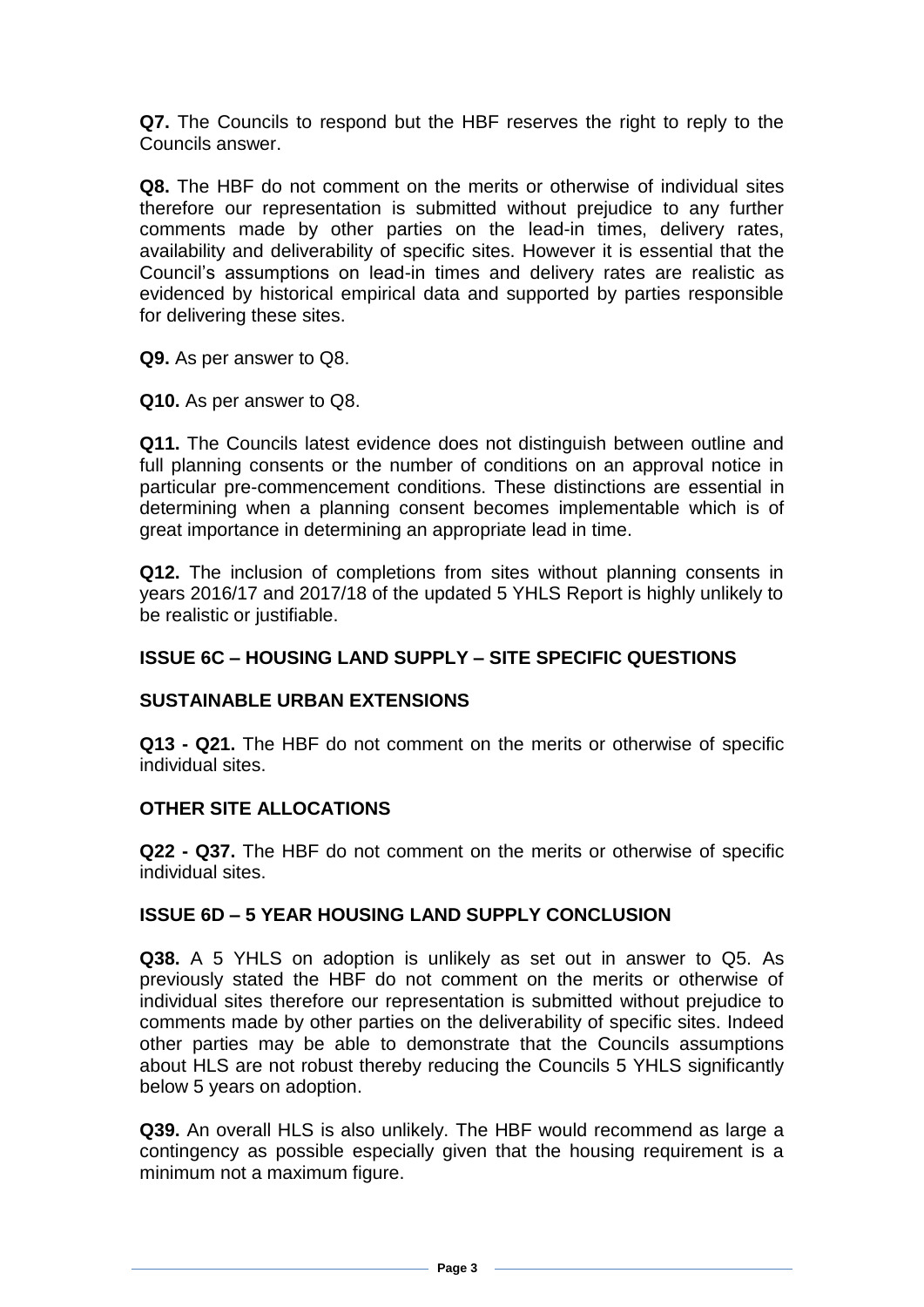**Q7.** The Councils to respond but the HBF reserves the right to reply to the Councils answer.

**Q8.** The HBF do not comment on the merits or otherwise of individual sites therefore our representation is submitted without prejudice to any further comments made by other parties on the lead-in times, delivery rates, availability and deliverability of specific sites. However it is essential that the Council's assumptions on lead-in times and delivery rates are realistic as evidenced by historical empirical data and supported by parties responsible for delivering these sites.

**Q9.** As per answer to Q8.

**Q10.** As per answer to Q8.

**Q11.** The Councils latest evidence does not distinguish between outline and full planning consents or the number of conditions on an approval notice in particular pre-commencement conditions. These distinctions are essential in determining when a planning consent becomes implementable which is of great importance in determining an appropriate lead in time.

**Q12.** The inclusion of completions from sites without planning consents in years 2016/17 and 2017/18 of the updated 5 YHLS Report is highly unlikely to be realistic or justifiable.

## ISSUE 6C – HOUSING LAND SUPPLY – SITE SPECIFIC QUESTIONS

### SUSTAINABLE URBAN EXTENSIONS

**Q13 - Q21.** The HBF do not comment on the merits or otherwise of specific individual sites.

### OTHER SITE ALLOCATIONS

**Q22 - Q37.** The HBF do not comment on the merits or otherwise of specific individual sites.

## ISSUE 6D – 5 YEAR HOUSING LAND SUPPLY CONCLUSION

**Q38.** A 5 YHLS on adoption is unlikely as set out in answer to Q5. As previously stated the HBF do not comment on the merits or otherwise of individual sites therefore our representation is submitted without prejudice to comments made by other parties on the deliverability of specific sites. Indeed other parties may be able to demonstrate that the Councils assumptions about HLS are not robust thereby reducing the Councils 5 YHLS significantly below 5 years on adoption.

**Q39.** An overall HLS is also unlikely. The HBF would recommend as large a contingency as possible especially given that the housing requirement is a minimum not a maximum figure.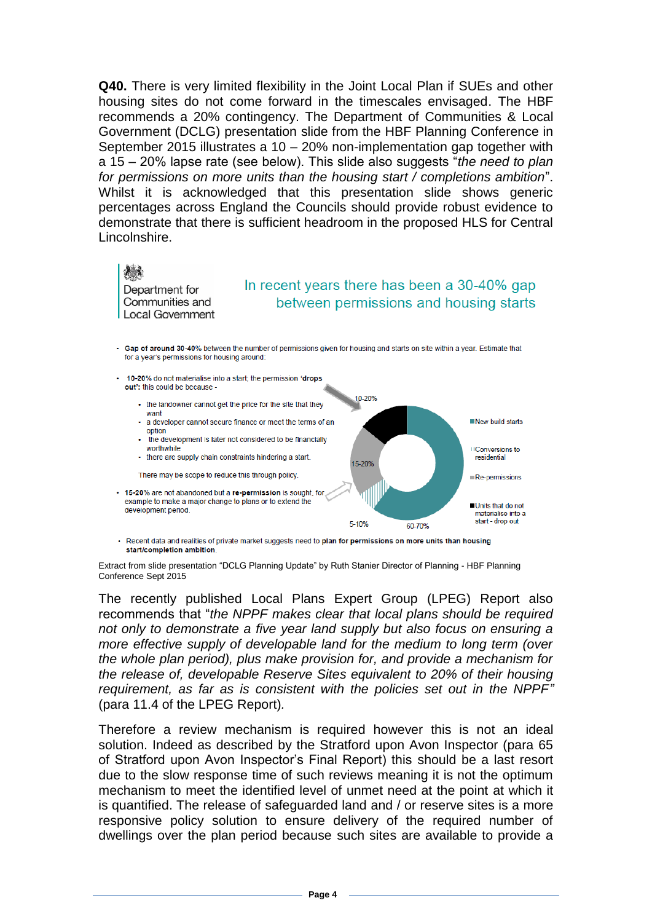**Q40.** There is very limited flexibility in the Joint Local Plan if SUEs and other housing sites do not come forward in the timescales envisaged. The HBF recommends a 20% contingency. The Department of Communities & Local Government (DCLG) presentation slide from the HBF Planning Conference in September 2015 illustrates a 10 – 20% non-implementation gap together with a 15 – 20% lapse rate (see below). This slide also suggests "*the need to plan for permissions on more units than the housing start / completions ambition*". Whilst it is acknowledged that this presentation slide shows generic percentages across England the Councils should provide robust evidence to demonstrate that there is sufficient headroom in the proposed HLS for Central Lincolnshire.

Department for Communities and Local Government

In recent years there has been a 30-40% gap between permissions and housing starts

- **Gap of around 30-40%** between the number of permissions given for housing and starts on site within a year. Estimate that for a year's permissions for housing around:
- **10-20%** do not materialise into a start; the permission **'drops out'**: this could be because -
  - the landowner cannot get the price for the site that they want
  - a developer cannot secure finance or meet the terms of an option
  - the development is later not considered to be financially worthwhile
  - there are supply chain constraints hindering a start.

  There may be scope to reduce this through policy.
- **15-20%** are not abandoned but a **re-permission** is sought, for example to make a major change to plans or to extend the development period.
- Recent data and realities of private market suggests need to **plan for permissions on more units than housing start/completion ambition**.

Chart legend: New build starts (60-70%); Conversions to residential (5-10%); Re-permissions (15-20%); Units that do not materialise into a start - drop out (10-20%)

Extract from slide presentation "DCLG Planning Update" by Ruth Stanier Director of Planning - HBF Planning Conference Sept 2015

The recently published Local Plans Expert Group (LPEG) Report also recommends that "*the NPPF makes clear that local plans should be required not only to demonstrate a five year land supply but also focus on ensuring a more effective supply of developable land for the medium to long term (over the whole plan period), plus make provision for, and provide a mechanism for the release of, developable Reserve Sites equivalent to 20% of their housing requirement, as far as is consistent with the policies set out in the NPPF"* (para 11.4 of the LPEG Report).

Therefore a review mechanism is required however this is not an ideal solution. Indeed as described by the Stratford upon Avon Inspector (para 65 of Stratford upon Avon Inspector's Final Report) this should be a last resort due to the slow response time of such reviews meaning it is not the optimum mechanism to meet the identified level of unmet need at the point at which it is quantified. The release of safeguarded land and / or reserve sites is a more responsive policy solution to ensure delivery of the required number of dwellings over the plan period because such sites are available to provide a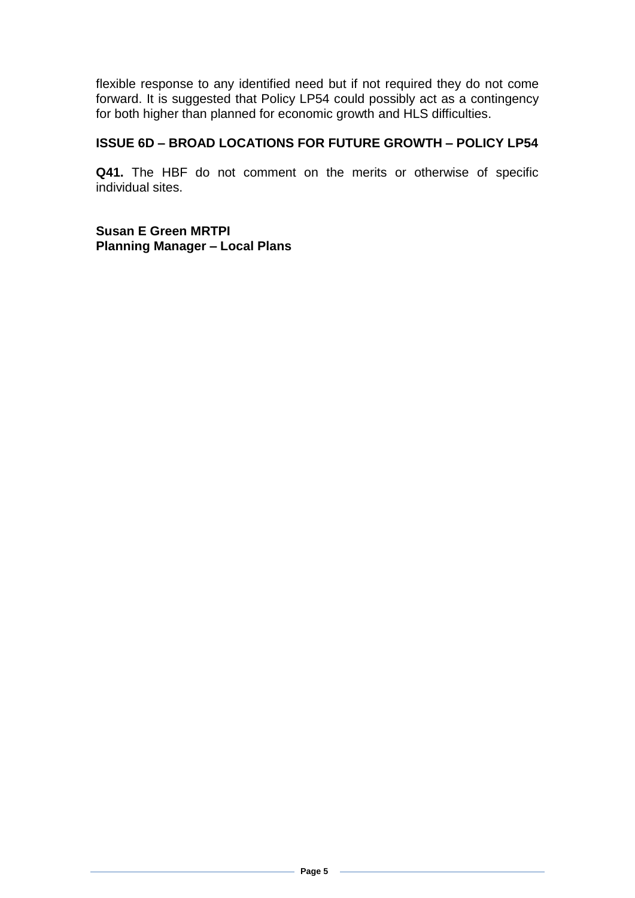flexible response to any identified need but if not required they do not come forward. It is suggested that Policy LP54 could possibly act as a contingency for both higher than planned for economic growth and HLS difficulties.

## ISSUE 6D – BROAD LOCATIONS FOR FUTURE GROWTH – POLICY LP54

**Q41.** The HBF do not comment on the merits or otherwise of specific individual sites.

**Susan E Green MRTPI**
**Planning Manager – Local Plans**